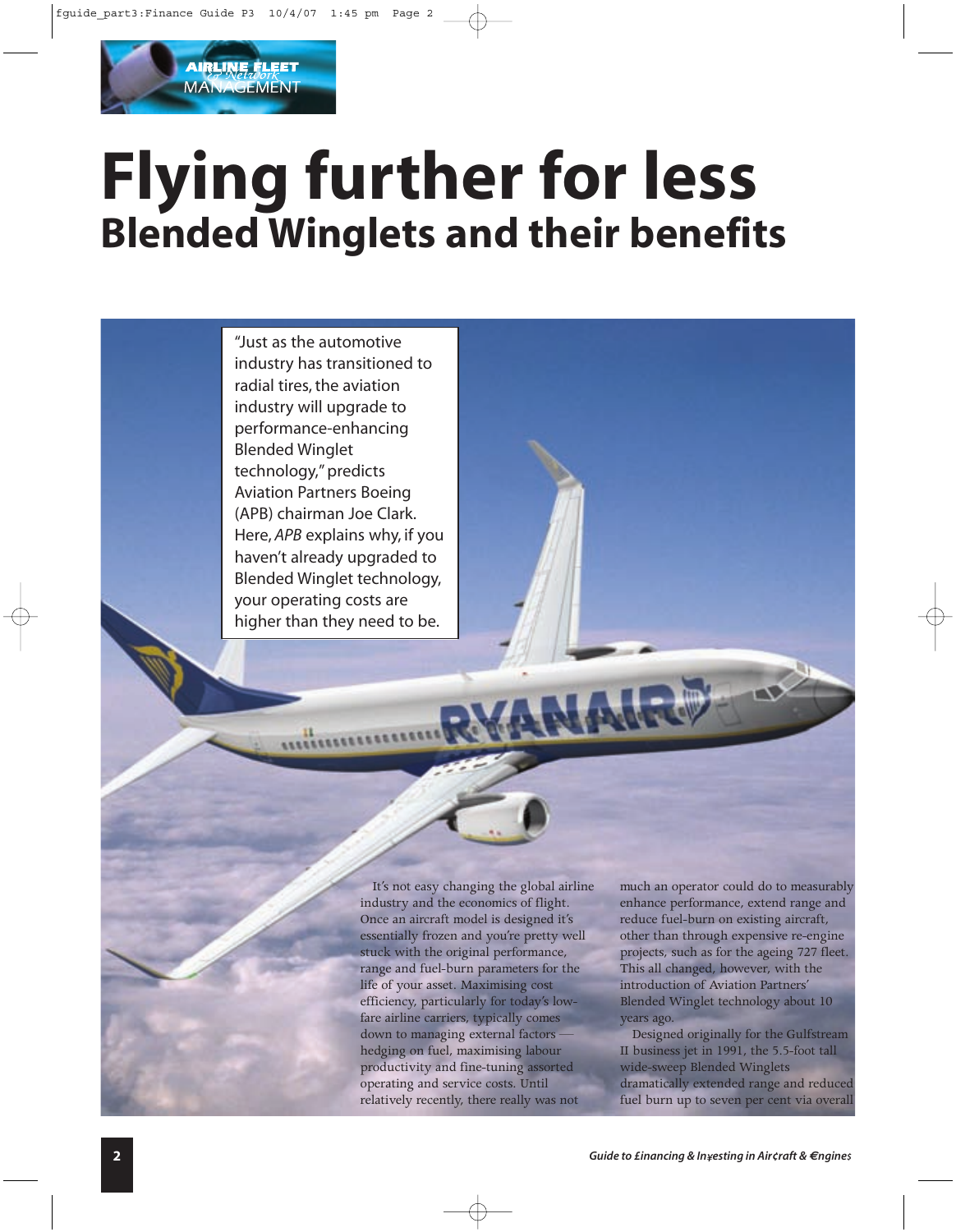# Flying further for less

## Blended Winglets and their benefits

"Just as the automotive industry has transitioned to radial tires, the aviation industry will upgrade to performance-enhancing Blended Winglet technology," predicts Aviation Partners Boeing (APB) chairman Joe Clark. Here, *APB* explains why, if you haven't already upgraded to Blended Winglet technology, your operating costs are higher than they need to be.

It's not easy changing the global airline industry and the economics of flight. Once an aircraft model is designed it's essentially frozen and you're pretty well stuck with the original performance, range and fuel-burn parameters for the life of your asset. Maximising cost efficiency, particularly for today's low-fare airline carriers, typically comes down to managing external factors — hedging on fuel, maximising labour productivity and fine-tuning assorted operating and service costs. Until relatively recently, there really was not much an operator could do to measurably enhance performance, extend range and reduce fuel-burn on existing aircraft, other than through expensive re-engine projects, such as for the ageing 727 fleet. This all changed, however, with the introduction of Aviation Partners' Blended Winglet technology about 10 years ago.

Designed originally for the Gulfstream II business jet in 1991, the 5.5-foot tall wide-sweep Blended Winglets dramatically extended range and reduced fuel burn up to seven per cent via overall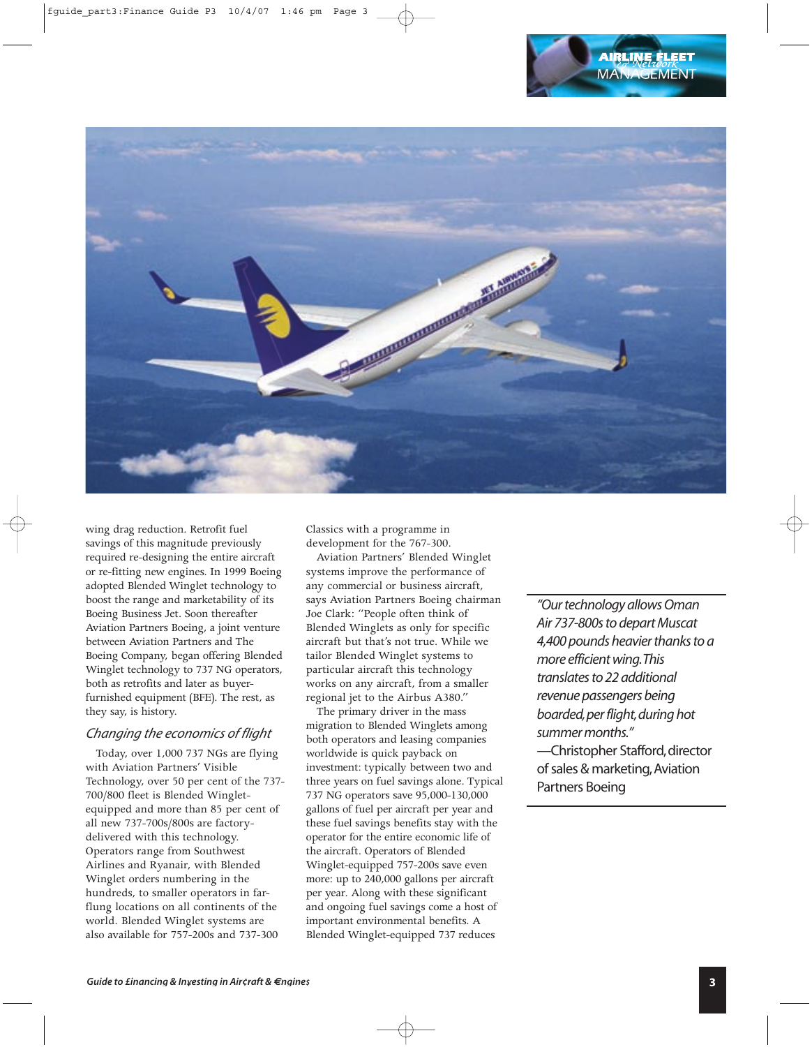wing drag reduction. Retrofit fuel savings of this magnitude previously required re-designing the entire aircraft or re-fitting new engines. In 1999 Boeing adopted Blended Winglet technology to boost the range and marketability of its Boeing Business Jet. Soon thereafter Aviation Partners Boeing, a joint venture between Aviation Partners and The Boeing Company, began offering Blended Winglet technology to 737 NG operators, both as retrofits and later as buyer-furnished equipment (BFE). The rest, as they say, is history.

## *Changing the economics of flight*

Today, over 1,000 737 NGs are flying with Aviation Partners' Visible Technology, over 50 per cent of the 737-700/800 fleet is Blended Winglet-equipped and more than 85 per cent of all new 737-700s/800s are factory-delivered with this technology. Operators range from Southwest Airlines and Ryanair, with Blended Winglet orders numbering in the hundreds, to smaller operators in far-flung locations on all continents of the world. Blended Winglet systems are also available for 757-200s and 737-300 Classics with a programme in development for the 767-300.

Aviation Partners' Blended Winglet systems improve the performance of any commercial or business aircraft, says Aviation Partners Boeing chairman Joe Clark: "People often think of Blended Winglets as only for specific aircraft but that's not true. While we tailor Blended Winglet systems to particular aircraft this technology works on any aircraft, from a smaller regional jet to the Airbus A380."

The primary driver in the mass migration to Blended Winglets among both operators and leasing companies worldwide is quick payback on investment: typically between two and three years on fuel savings alone. Typical 737 NG operators save 95,000-130,000 gallons of fuel per aircraft per year and these fuel savings benefits stay with the operator for the entire economic life of the aircraft. Operators of Blended Winglet-equipped 757-200s save even more: up to 240,000 gallons per aircraft per year. Along with these significant and ongoing fuel savings come a host of important environmental benefits. A Blended Winglet-equipped 737 reduces

> *"Our technology allows Oman Air 737-800s to depart Muscat 4,400 pounds heavier thanks to a more efficient wing. This translates to 22 additional revenue passengers being boarded, per flight, during hot summer months."*
> —Christopher Stafford, director of sales & marketing, Aviation Partners Boeing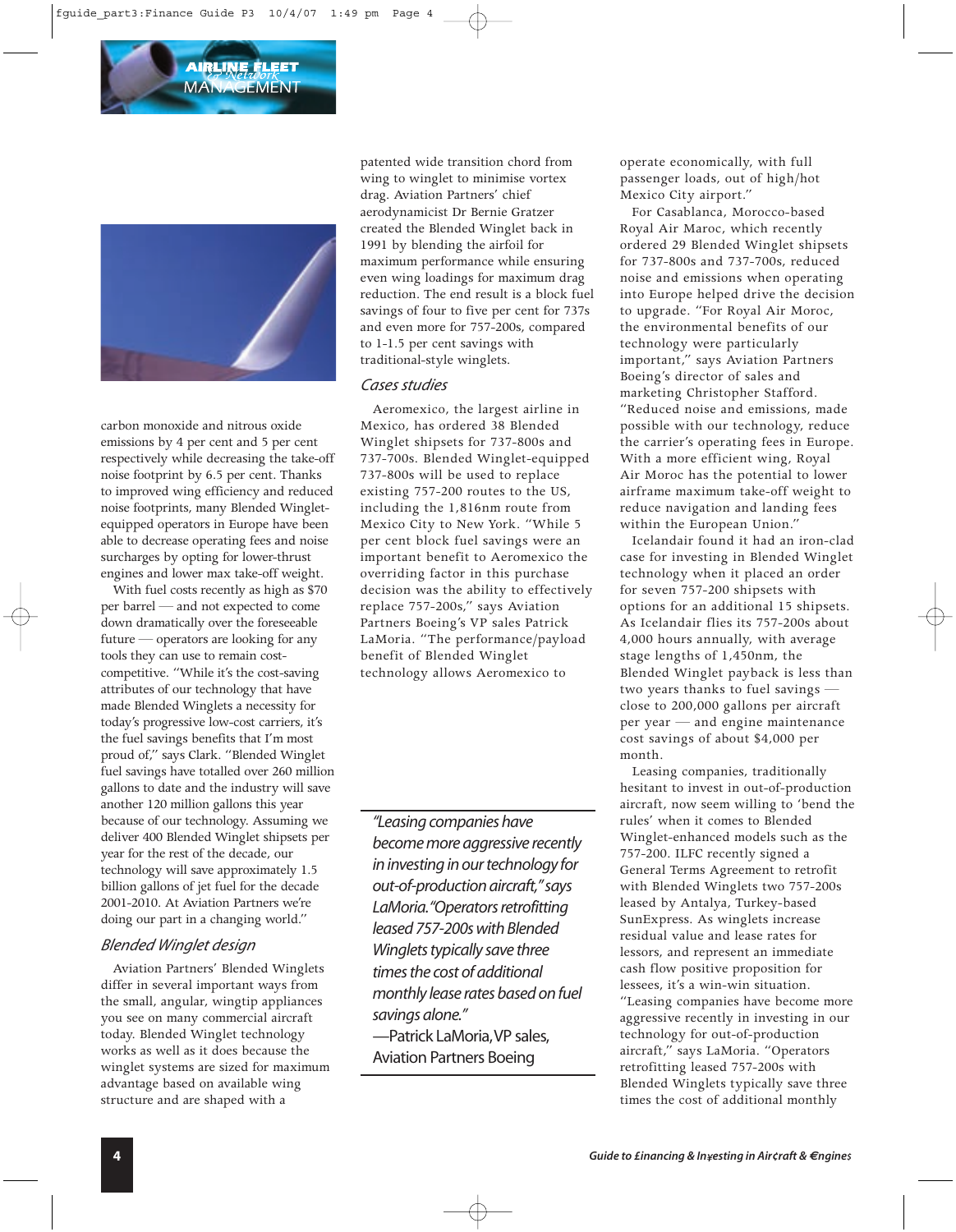carbon monoxide and nitrous oxide emissions by 4 per cent and 5 per cent respectively while decreasing the take-off noise footprint by 6.5 per cent. Thanks to improved wing efficiency and reduced noise footprints, many Blended Winglet-equipped operators in Europe have been able to decrease operating fees and noise surcharges by opting for lower-thrust engines and lower max take-off weight.

With fuel costs recently as high as $70 per barrel — and not expected to come down dramatically over the foreseeable future — operators are looking for any tools they can use to remain cost-competitive. "While it's the cost-saving attributes of our technology that have made Blended Winglets a necessity for today's progressive low-cost carriers, it's the fuel savings benefits that I'm most proud of," says Clark. "Blended Winglet fuel savings have totalled over 260 million gallons to date and the industry will save another 120 million gallons this year because of our technology. Assuming we deliver 400 Blended Winglet shipsets per year for the rest of the decade, our technology will save approximately 1.5 billion gallons of jet fuel for the decade 2001-2010. At Aviation Partners we're doing our part in a changing world."

## *Blended Winglet design*

Aviation Partners' Blended Winglets differ in several important ways from the small, angular, wingtip appliances you see on many commercial aircraft today. Blended Winglet technology works as well as it does because the winglet systems are sized for maximum advantage based on available wing structure and are shaped with a patented wide transition chord from wing to winglet to minimise vortex drag. Aviation Partners' chief aerodynamicist Dr Bernie Gratzer created the Blended Winglet back in 1991 by blending the airfoil for maximum performance while ensuring even wing loadings for maximum drag reduction. The end result is a block fuel savings of four to five per cent for 737s and even more for 757-200s, compared to 1-1.5 per cent savings with traditional-style winglets.

## *Cases studies*

Aeromexico, the largest airline in Mexico, has ordered 38 Blended Winglet shipsets for 737-800s and 737-700s. Blended Winglet-equipped 737-800s will be used to replace existing 757-200 routes to the US, including the 1,816nm route from Mexico City to New York. "While 5 per cent block fuel savings were an important benefit to Aeromexico the overriding factor in this purchase decision was the ability to effectively replace 757-200s," says Aviation Partners Boeing's VP sales Patrick LaMoria. "The performance/payload benefit of Blended Winglet technology allows Aeromexico to operate economically, with full passenger loads, out of high/hot Mexico City airport."

For Casablanca, Morocco-based Royal Air Maroc, which recently ordered 29 Blended Winglet shipsets for 737-800s and 737-700s, reduced noise and emissions when operating into Europe helped drive the decision to upgrade. "For Royal Air Moroc, the environmental benefits of our technology were particularly important," says Aviation Partners Boeing's director of sales and marketing Christopher Stafford. "Reduced noise and emissions, made possible with our technology, reduce the carrier's operating fees in Europe. With a more efficient wing, Royal Air Moroc has the potential to lower airframe maximum take-off weight to reduce navigation and landing fees within the European Union."

Icelandair found it had an iron-clad case for investing in Blended Winglet technology when it placed an order for seven 757-200 shipsets with options for an additional 15 shipsets. As Icelandair flies its 757-200s about 4,000 hours annually, with average stage lengths of 1,450nm, the Blended Winglet payback is less than two years thanks to fuel savings — close to 200,000 gallons per aircraft per year — and engine maintenance cost savings of about $4,000 per month.

Leasing companies, traditionally hesitant to invest in out-of-production aircraft, now seem willing to 'bend the rules' when it comes to Blended Winglet-enhanced models such as the 757-200. ILFC recently signed a General Terms Agreement to retrofit with Blended Winglets two 757-200s leased by Antalya, Turkey-based SunExpress. As winglets increase residual value and lease rates for lessors, and represent an immediate cash flow positive proposition for lessees, it's a win-win situation. "Leasing companies have become more aggressive recently in investing in our technology for out-of-production aircraft," says LaMoria. "Operators retrofitting leased 757-200s with Blended Winglets typically save three times the cost of additional monthly

> *"Leasing companies have become more aggressive recently in investing in our technology for out-of-production aircraft," says LaMoria. "Operators retrofitting leased 757-200s with Blended Winglets typically save three times the cost of additional monthly lease rents based on fuel savings alone."*
>
> —Patrick LaMoria, VP sales, Aviation Partners Boeing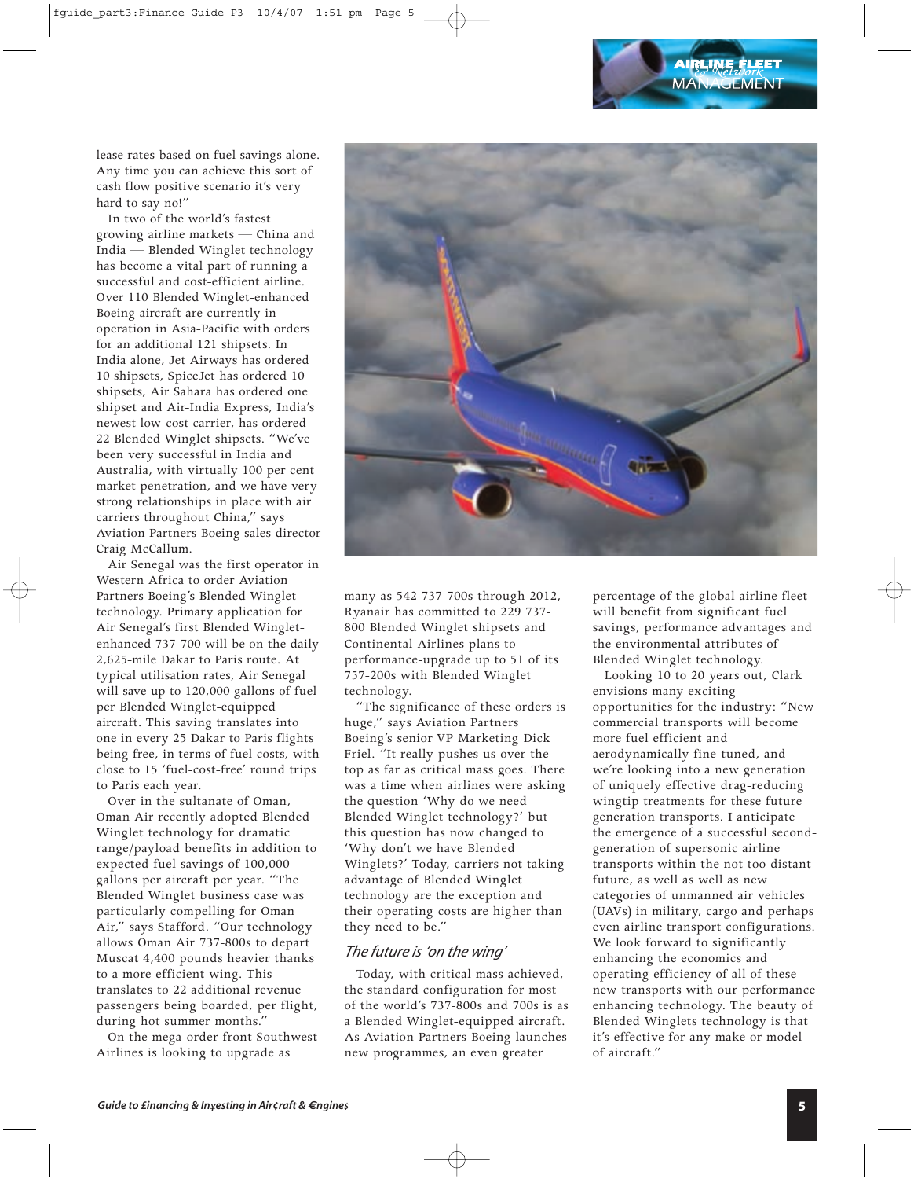lease rates based on fuel savings alone. Any time you can achieve this sort of cash flow positive scenario it's very hard to say no!"

In two of the world's fastest growing airline markets — China and India — Blended Winglet technology has become a vital part of running a successful and cost-efficient airline. Over 110 Blended Winglet-enhanced Boeing aircraft are currently in operation in Asia-Pacific with orders for an additional 121 shipsets. In India alone, Jet Airways has ordered 10 shipsets, SpiceJet has ordered 10 shipsets, Air Sahara has ordered one shipset and Air-India Express, India's newest low-cost carrier, has ordered 22 Blended Winglet shipsets. "We've been very successful in India and Australia, with virtually 100 per cent market penetration, and we have very strong relationships in place with air carriers throughout China," says Aviation Partners Boeing sales director Craig McCallum.

Air Senegal was the first operator in Western Africa to order Aviation Partners Boeing's Blended Winglet technology. Primary application for Air Senegal's first Blended Winglet-enhanced 737-700 will be on the daily 2,625-mile Dakar to Paris route. At typical utilisation rates, Air Senegal will save up to 120,000 gallons of fuel per Blended Winglet-equipped aircraft. This saving translates into one in every 25 Dakar to Paris flights being free, in terms of fuel costs, with close to 15 'fuel-cost-free' round trips to Paris each year.

Over in the sultanate of Oman, Oman Air recently adopted Blended Winglet technology for dramatic range/payload benefits in addition to expected fuel savings of 100,000 gallons per aircraft per year. "The Blended Winglet business case was particularly compelling for Oman Air," says Stafford. "Our technology allows Oman Air 737-800s to depart Muscat 4,400 pounds heavier thanks to a more efficient wing. This translates to 22 additional revenue passengers being boarded, per flight, during hot summer months."

On the mega-order front Southwest Airlines is looking to upgrade as many as 542 737-700s through 2012, Ryanair has committed to 229 737-800 Blended Winglet shipsets and Continental Airlines plans to performance-upgrade up to 51 of its 757-200s with Blended Winglet technology.

"The significance of these orders is huge," says Aviation Partners Boeing's senior VP Marketing Dick Friel. "It really pushes us over the top as far as critical mass goes. There was a time when airlines were asking the question 'Why do we need Blended Winglet technology?' but this question has now changed to 'Why don't we have Blended Winglets?' Today, carriers not taking advantage of Blended Winglet technology are the exception and their operating costs are higher than they need to be."

## *The future is 'on the wing'*

Today, with critical mass achieved, the standard configuration for most of the world's 737-800s and 700s is as a Blended Winglet-equipped aircraft. As Aviation Partners Boeing launches new programmes, an even greater percentage of the global airline fleet will benefit from significant fuel savings, performance advantages and the environmental attributes of Blended Winglet technology.

Looking 10 to 20 years out, Clark envisions many exciting opportunities for the industry: "New commercial transports will become more fuel efficient and aerodynamically fine-tuned, and we're looking into a new generation of uniquely effective drag-reducing wingtip treatments for these future generation transports. I anticipate the emergence of a successful second-generation of supersonic airline transports within the not too distant future, as well as well as new categories of unmanned air vehicles (UAVs) in military, cargo and perhaps even airline transport configurations. We look forward to significantly enhancing the economics and operating efficiency of all of these new transports with our performance enhancing technology. The beauty of Blended Winglets technology is that it's effective for any make or model of aircraft."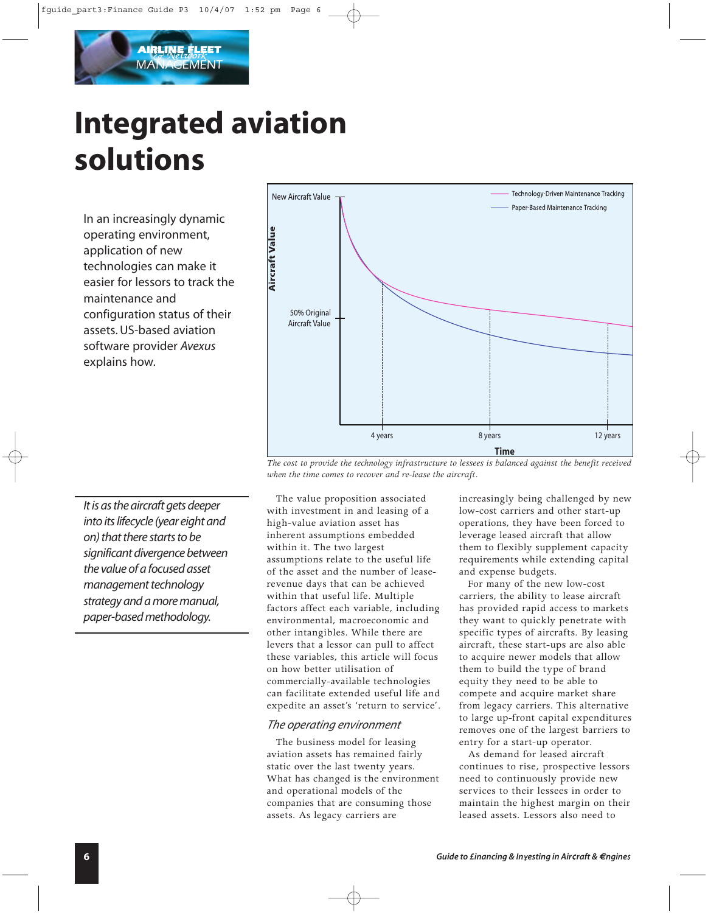# Integrated aviation solutions

In an increasingly dynamic operating environment, application of new technologies can make it easier for lessors to track the maintenance and configuration status of their assets. US-based aviation software provider *Avexus* explains how.

*The cost to provide the technology infrastructure to lessees is balanced against the benefit received when the time comes to recover and re-lease the aircraft.*

> *It is as the aircraft gets deeper into its lifecycle (year eight and on) that there starts to be significant divergence between the value of a focused asset management technology strategy and a more manual, paper-based methodology.*

The value proposition associated with investment in and leasing of a high-value aviation asset has inherent assumptions embedded within it. The two largest assumptions relate to the useful life of the asset and the number of lease-revenue days that can be achieved within that useful life. Multiple factors affect each variable, including environmental, macroeconomic and other intangibles. While there are levers that a lessor can pull to affect these variables, this article will focus on how better utilisation of commercially-available technologies can facilitate extended useful life and expedite an asset's 'return to service'.

## *The operating environment*

The business model for leasing aviation assets has remained fairly static over the last twenty years. What has changed is the environment and operational models of the companies that are consuming those assets. As legacy carriers are increasingly being challenged by new low-cost carriers and other start-up operations, they have been forced to leverage leased aircraft that allow them to flexibly supplement capacity requirements while extending capital and expense budgets.

For many of the new low-cost carriers, the ability to lease aircraft has provided rapid access to markets they want to quickly penetrate with specific types of aircrafts. By leasing aircraft, these start-ups are also able to acquire newer models that allow them to build the type of brand equity they need to be able to compete and acquire market share from legacy carriers. This alternative to large up-front capital expenditures removes one of the largest barriers to entry for a start-up operator.

As demand for leased aircraft continues to rise, prospective lessors need to continuously provide new services to their lessees in order to maintain the highest margin on their leased assets. Lessors also need to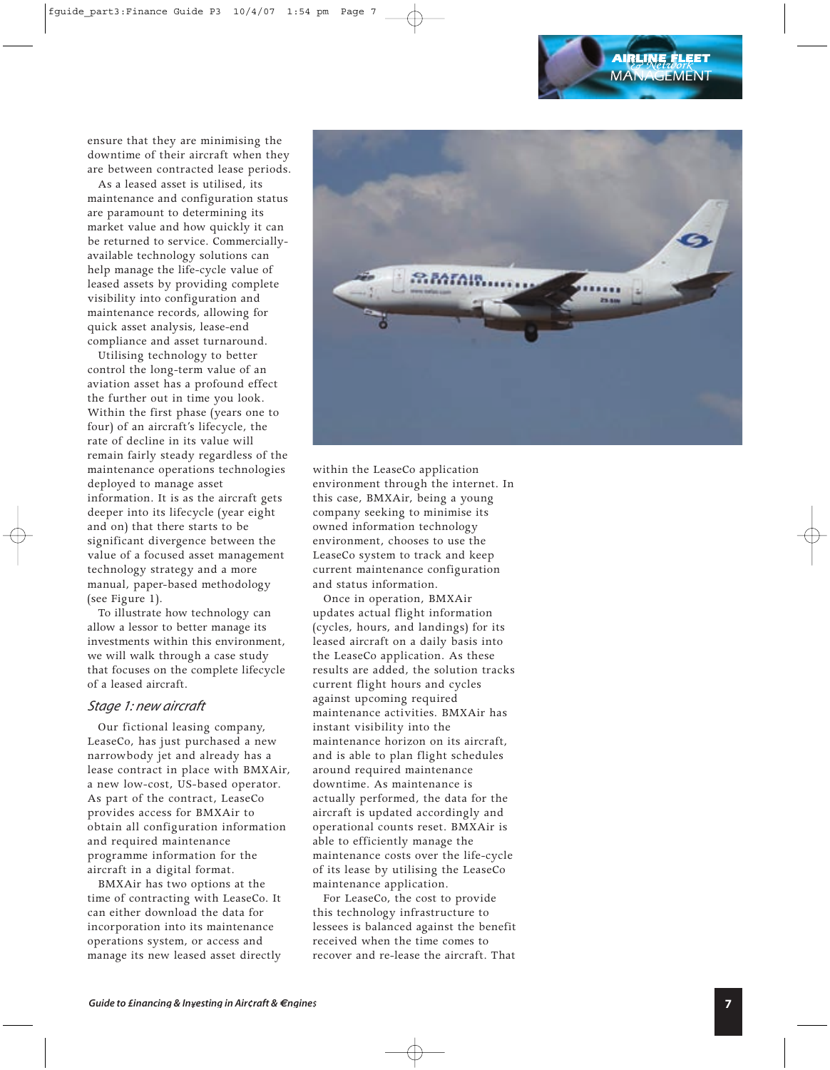ensure that they are minimising the downtime of their aircraft when they are between contracted lease periods.

As a leased asset is utilised, its maintenance and configuration status are paramount to determining its market value and how quickly it can be returned to service. Commercially-available technology solutions can help manage the life-cycle value of leased assets by providing complete visibility into configuration and maintenance records, allowing for quick asset analysis, lease-end compliance and asset turnaround.

Utilising technology to better control the long-term value of an aviation asset has a profound effect the further out in time you look. Within the first phase (years one to four) of an aircraft's lifecycle, the rate of decline in its value will remain fairly steady regardless of the maintenance operations technologies deployed to manage asset information. It is as the aircraft gets deeper into its lifecycle (year eight and on) that there starts to be significant divergence between the value of a focused asset management technology strategy and a more manual, paper-based methodology (see Figure 1).

To illustrate how technology can allow a lessor to better manage its investments within this environment, we will walk through a case study that focuses on the complete lifecycle of a leased aircraft.

### *Stage 1: new aircraft*

Our fictional leasing company, LeaseCo, has just purchased a new narrowbody jet and already has a lease contract in place with BMXAir, a new low-cost, US-based operator. As part of the contract, LeaseCo provides access for BMXAir to obtain all configuration information and required maintenance programme information for the aircraft in a digital format.

BMXAir has two options at the time of contracting with LeaseCo. It can either download the data for incorporation into its maintenance operations system, or access and manage its new leased asset directly within the LeaseCo application environment through the internet. In this case, BMXAir, being a young company seeking to minimise its owned information technology environment, chooses to use the LeaseCo system to track and keep current maintenance configuration and status information.

Once in operation, BMXAir updates actual flight information (cycles, hours, and landings) for its leased aircraft on a daily basis into the LeaseCo application. As these results are added, the solution tracks current flight hours and cycles against upcoming required maintenance activities. BMXAir has instant visibility into the maintenance horizon on its aircraft, and is able to plan flight schedules around required maintenance downtime. As maintenance is actually performed, the data for the aircraft is updated accordingly and operational counts reset. BMXAir is able to efficiently manage the maintenance costs over the life-cycle of its lease by utilising the LeaseCo maintenance application.

For LeaseCo, the cost to provide this technology infrastructure to lessees is balanced against the benefit received when the time comes to recover and re-lease the aircraft. That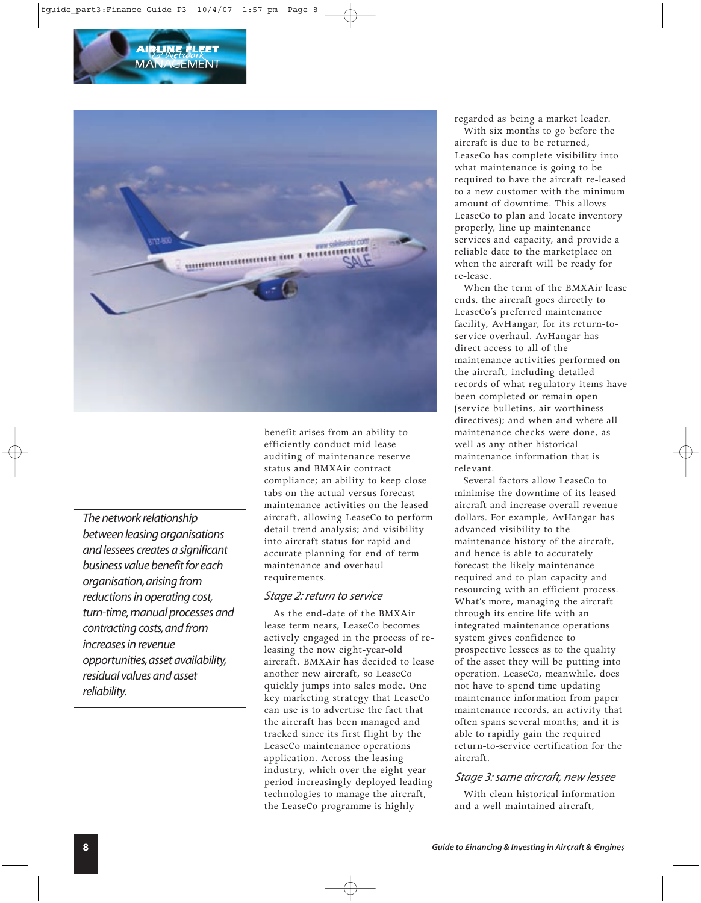*The network relationship between leasing organisations and lessees creates a significant business value benefit for each organisation, arising from reductions in operating cost, turn-time, manual processes and contracting costs, and from increases in revenue opportunities, asset availability, residual values and asset reliability.*

benefit arises from an ability to efficiently conduct mid-lease auditing of maintenance reserve status and BMXAir contract compliance; an ability to keep close tabs on the actual versus forecast maintenance activities on the leased aircraft, allowing LeaseCo to perform detail trend analysis; and visibility into aircraft status for rapid and accurate planning for end-of-term maintenance and overhaul requirements.

### Stage 2: return to service

As the end-date of the BMXAir lease term nears, LeaseCo becomes actively engaged in the process of re-leasing the now eight-year-old aircraft. BMXAir has decided to lease another new aircraft, so LeaseCo quickly jumps into sales mode. One key marketing strategy that LeaseCo can use is to advertise the fact that the aircraft has been managed and tracked since its first flight by the LeaseCo maintenance operations application. Across the leasing industry, which over the eight-year period increasingly deployed leading technologies to manage the aircraft, the LeaseCo programme is highly regarded as being a market leader.

With six months to go before the aircraft is due to be returned, LeaseCo has complete visibility into what maintenance is going to be required to have the aircraft re-leased to a new customer with the minimum amount of downtime. This allows LeaseCo to plan and locate inventory properly, line up maintenance services and capacity, and provide a reliable date to the marketplace on when the aircraft will be ready for re-lease.

When the term of the BMXAir lease ends, the aircraft goes directly to LeaseCo's preferred maintenance facility, AvHangar, for its return-to-service overhaul. AvHangar has direct access to all of the maintenance activities performed on the aircraft, including detailed records of what regulatory items have been completed or remain open (service bulletins, air worthiness directives); and when and where all maintenance checks were done, as well as any other historical maintenance information that is relevant.

Several factors allow LeaseCo to minimise the downtime of its leased aircraft and increase overall revenue dollars. For example, AvHangar has advanced visibility to the maintenance history of the aircraft, and hence is able to accurately forecast the likely maintenance required and to plan capacity and resourcing with an efficient process. What's more, managing the aircraft through its entire life with an integrated maintenance operations system gives confidence to prospective lessees as to the quality of the asset they will be putting into operation. LeaseCo, meanwhile, does not have to spend time updating maintenance information from paper maintenance records, an activity that often spans several months; and it is able to rapidly gain the required return-to-service certification for the aircraft.

### Stage 3: same aircraft, new lessee

With clean historical information and a well-maintained aircraft,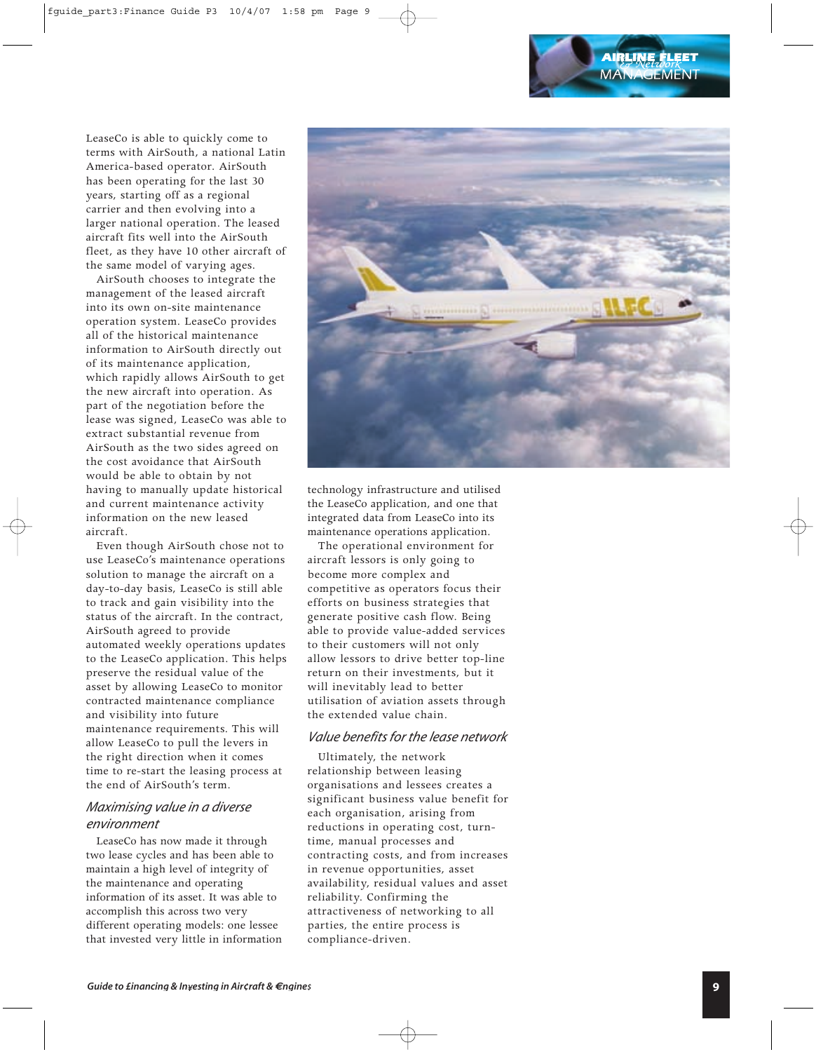LeaseCo is able to quickly come to terms with AirSouth, a national Latin America-based operator. AirSouth has been operating for the last 30 years, starting off as a regional carrier and then evolving into a larger national operation. The leased aircraft fits well into the AirSouth fleet, as they have 10 other aircraft of the same model of varying ages.

AirSouth chooses to integrate the management of the leased aircraft into its own on-site maintenance operation system. LeaseCo provides all of the historical maintenance information to AirSouth directly out of its maintenance application, which rapidly allows AirSouth to get the new aircraft into operation. As part of the negotiation before the lease was signed, LeaseCo was able to extract substantial revenue from AirSouth as the two sides agreed on the cost avoidance that AirSouth would be able to obtain by not having to manually update historical and current maintenance activity information on the new leased aircraft.

Even though AirSouth chose not to use LeaseCo's maintenance operations solution to manage the aircraft on a day-to-day basis, LeaseCo is still able to track and gain visibility into the status of the aircraft. In the contract, AirSouth agreed to provide automated weekly operations updates to the LeaseCo application. This helps preserve the residual value of the asset by allowing LeaseCo to monitor contracted maintenance compliance and visibility into future maintenance requirements. This will allow LeaseCo to pull the levers in the right direction when it comes time to re-start the leasing process at the end of AirSouth's term.

## *Maximising value in a diverse environment*

LeaseCo has now made it through two lease cycles and has been able to maintain a high level of integrity of the maintenance and operating information of its asset. It was able to accomplish this across two very different operating models: one lessee that invested very little in information technology infrastructure and utilised the LeaseCo application, and one that integrated data from LeaseCo into its maintenance operations application.

The operational environment for aircraft lessors is only going to become more complex and competitive as operators focus their efforts on business strategies that generate positive cash flow. Being able to provide value-added services to their customers will not only allow lessors to drive better top-line return on their investments, but it will inevitably lead to better utilisation of aviation assets through the extended value chain.

## *Value benefits for the lease network*

Ultimately, the network relationship between leasing organisations and lessees creates a significant business value benefit for each organisation, arising from reductions in operating cost, turn-time, manual processes and contracting costs, and from increases in revenue opportunities, asset availability, residual values and asset reliability. Confirming the attractiveness of networking to all parties, the entire process is compliance-driven.